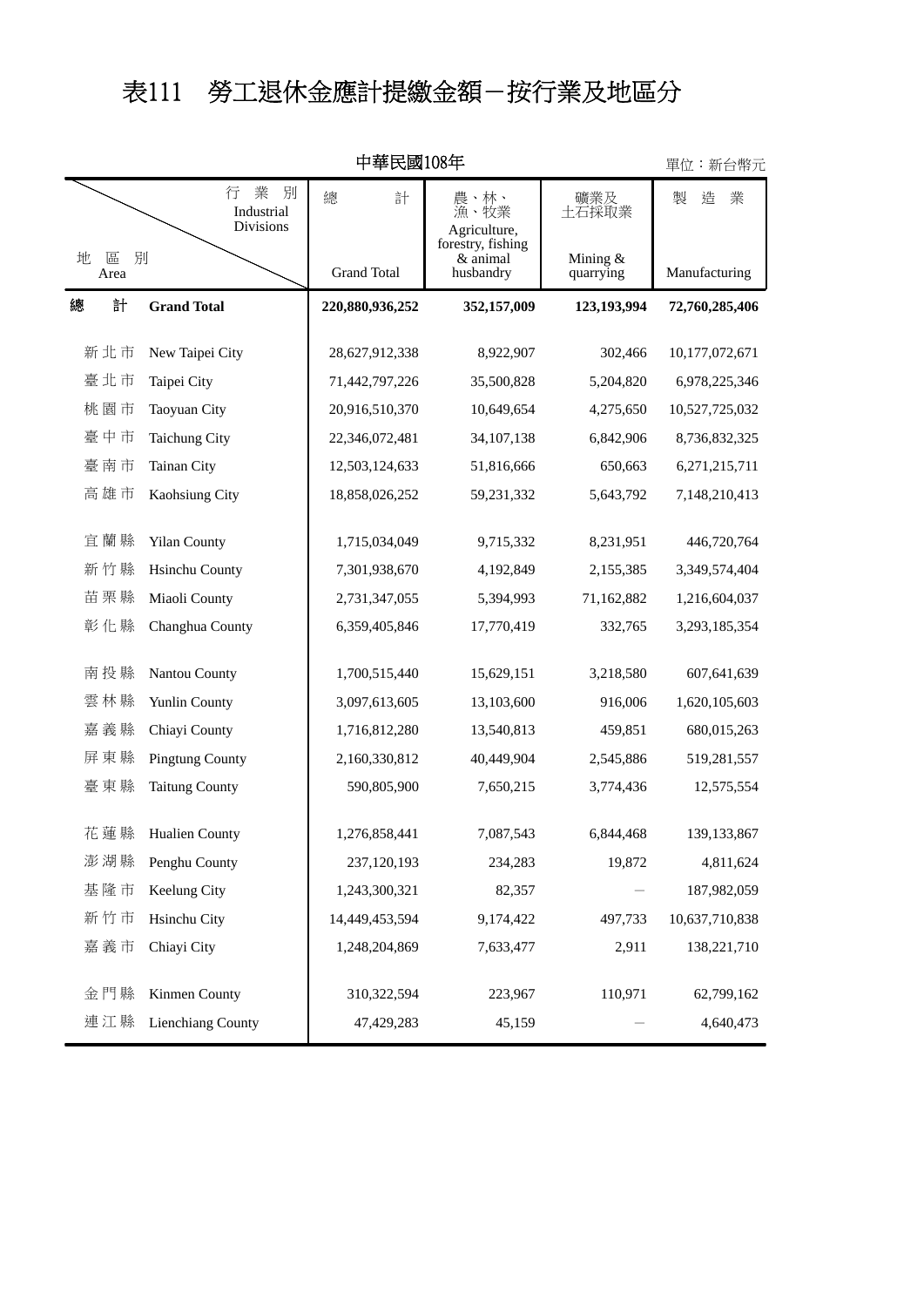# 表111　勞工退休金應計提繳金額－按行業及地區分

中華民國108年

單位：新台幣元

| 地區別 Area | | 總計 Grand Total | 農、林、漁、牧業 Agriculture, forestry, fishing & animal husbandry | 礦業及土石採取業 Mining & quarrying | 製造業 Manufacturing |
|---|---|---|---|---|---|
| **總計** | **Grand Total** | **220,880,936,252** | **352,157,009** | **123,193,994** | **72,760,285,406** |
| 新北市 | New Taipei City | 28,627,912,338 | 8,922,907 | 302,466 | 10,177,072,671 |
| 臺北市 | Taipei City | 71,442,797,226 | 35,500,828 | 5,204,820 | 6,978,225,346 |
| 桃園市 | Taoyuan City | 20,916,510,370 | 10,649,654 | 4,275,650 | 10,527,725,032 |
| 臺中市 | Taichung City | 22,346,072,481 | 34,107,138 | 6,842,906 | 8,736,832,325 |
| 臺南市 | Tainan City | 12,503,124,633 | 51,816,666 | 650,663 | 6,271,215,711 |
| 高雄市 | Kaohsiung City | 18,858,026,252 | 59,231,332 | 5,643,792 | 7,148,210,413 |
| 宜蘭縣 | Yilan County | 1,715,034,049 | 9,715,332 | 8,231,951 | 446,720,764 |
| 新竹縣 | Hsinchu County | 7,301,938,670 | 4,192,849 | 2,155,385 | 3,349,574,404 |
| 苗栗縣 | Miaoli County | 2,731,347,055 | 5,394,993 | 71,162,882 | 1,216,604,037 |
| 彰化縣 | Changhua County | 6,359,405,846 | 17,770,419 | 332,765 | 3,293,185,354 |
| 南投縣 | Nantou County | 1,700,515,440 | 15,629,151 | 3,218,580 | 607,641,639 |
| 雲林縣 | Yunlin County | 3,097,613,605 | 13,103,600 | 916,006 | 1,620,105,603 |
| 嘉義縣 | Chiayi County | 1,716,812,280 | 13,540,813 | 459,851 | 680,015,263 |
| 屏東縣 | Pingtung County | 2,160,330,812 | 40,449,904 | 2,545,886 | 519,281,557 |
| 臺東縣 | Taitung County | 590,805,900 | 7,650,215 | 3,774,436 | 12,575,554 |
| 花蓮縣 | Hualien County | 1,276,858,441 | 7,087,543 | 6,844,468 | 139,133,867 |
| 澎湖縣 | Penghu County | 237,120,193 | 234,283 | 19,872 | 4,811,624 |
| 基隆市 | Keelung City | 1,243,300,321 | 82,357 | － | 187,982,059 |
| 新竹市 | Hsinchu City | 14,449,453,594 | 9,174,422 | 497,733 | 10,637,710,838 |
| 嘉義市 | Chiayi City | 1,248,204,869 | 7,633,477 | 2,911 | 138,221,710 |
| 金門縣 | Kinmen County | 310,322,594 | 223,967 | 110,971 | 62,799,162 |
| 連江縣 | Lienchiang County | 47,429,283 | 45,159 | － | 4,640,473 |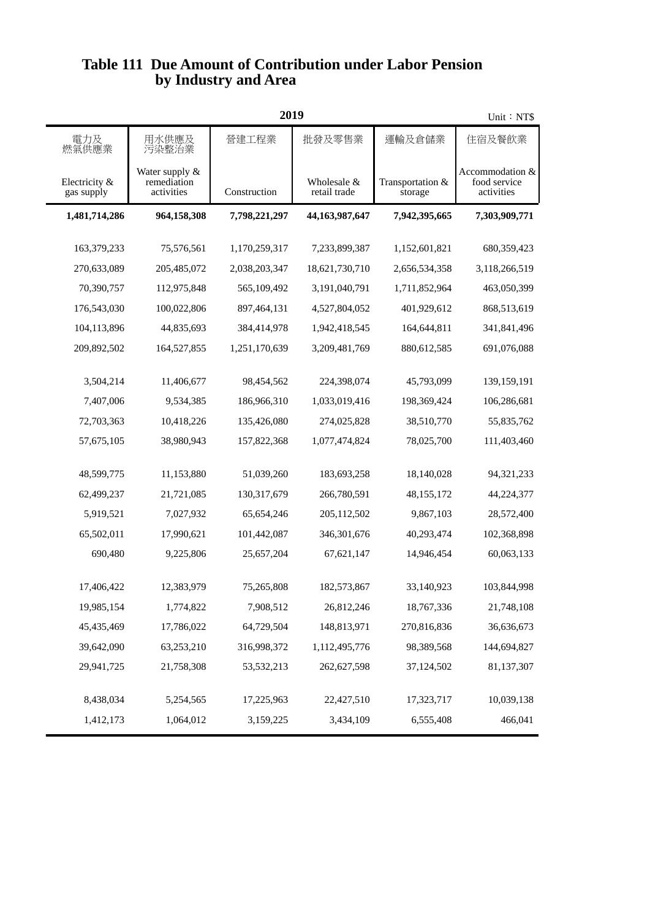# Table 111 Due Amount of Contribution under Labor Pension by Industry and Area

**2019**

Unit：NT$

| 電力及燃氣供應業<br>Electricity & gas supply | 用水供應及污染整治業<br>Water supply & remediation activities | 營建工程業<br>Construction | 批發及零售業<br>Wholesale & retail trade | 運輸及倉儲業<br>Transportation & storage | 住宿及餐飲業<br>Accommodation & food service activities |
|---|---|---|---|---|---|
| **1,481,714,286** | **964,158,308** | **7,798,221,297** | **44,163,987,647** | **7,942,395,665** | **7,303,909,771** |
| 163,379,233 | 75,576,561 | 1,170,259,317 | 7,233,899,387 | 1,152,601,821 | 680,359,423 |
| 270,633,089 | 205,485,072 | 2,038,203,347 | 18,621,730,710 | 2,656,534,358 | 3,118,266,519 |
| 70,390,757 | 112,975,848 | 565,109,492 | 3,191,040,791 | 1,711,852,964 | 463,050,399 |
| 176,543,030 | 100,022,806 | 897,464,131 | 4,527,804,052 | 401,929,612 | 868,513,619 |
| 104,113,896 | 44,835,693 | 384,414,978 | 1,942,418,545 | 164,644,811 | 341,841,496 |
| 209,892,502 | 164,527,855 | 1,251,170,639 | 3,209,481,769 | 880,612,585 | 691,076,088 |
| 3,504,214 | 11,406,677 | 98,454,562 | 224,398,074 | 45,793,099 | 139,159,191 |
| 7,407,006 | 9,534,385 | 186,966,310 | 1,033,019,416 | 198,369,424 | 106,286,681 |
| 72,703,363 | 10,418,226 | 135,426,080 | 274,025,828 | 38,510,770 | 55,835,762 |
| 57,675,105 | 38,980,943 | 157,822,368 | 1,077,474,824 | 78,025,700 | 111,403,460 |
| 48,599,775 | 11,153,880 | 51,039,260 | 183,693,258 | 18,140,028 | 94,321,233 |
| 62,499,237 | 21,721,085 | 130,317,679 | 266,780,591 | 48,155,172 | 44,224,377 |
| 5,919,521 | 7,027,932 | 65,654,246 | 205,112,502 | 9,867,103 | 28,572,400 |
| 65,502,011 | 17,990,621 | 101,442,087 | 346,301,676 | 40,293,474 | 102,368,898 |
| 690,480 | 9,225,806 | 25,657,204 | 67,621,147 | 14,946,454 | 60,063,133 |
| 17,406,422 | 12,383,979 | 75,265,808 | 182,573,867 | 33,140,923 | 103,844,998 |
| 19,985,154 | 1,774,822 | 7,908,512 | 26,812,246 | 18,767,336 | 21,748,108 |
| 45,435,469 | 17,786,022 | 64,729,504 | 148,813,971 | 270,816,836 | 36,636,673 |
| 39,642,090 | 63,253,210 | 316,998,372 | 1,112,495,776 | 98,389,568 | 144,694,827 |
| 29,941,725 | 21,758,308 | 53,532,213 | 262,627,598 | 37,124,502 | 81,137,307 |
| 8,438,034 | 5,254,565 | 17,225,963 | 22,427,510 | 17,323,717 | 10,039,138 |
| 1,412,173 | 1,064,012 | 3,159,225 | 3,434,109 | 6,555,408 | 466,041 |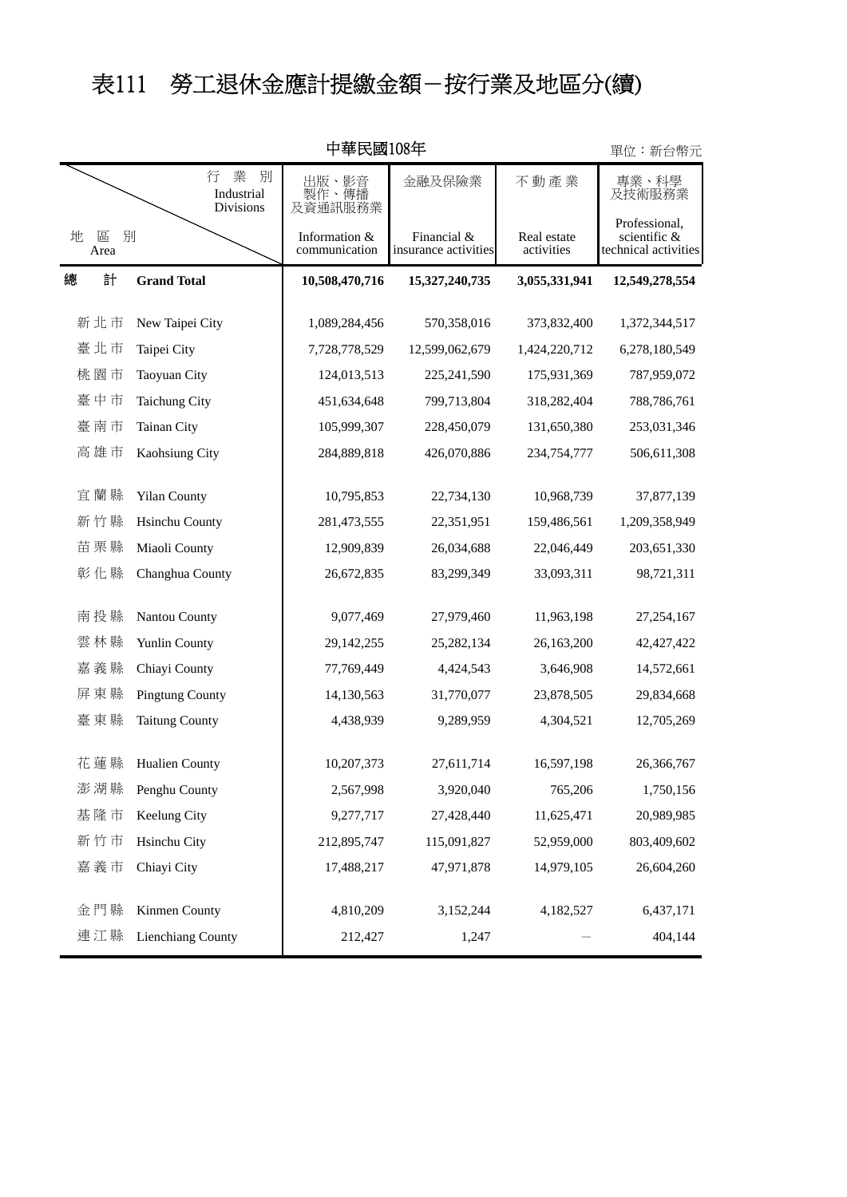# 表111　勞工退休金應計提繳金額－按行業及地區分(續)

中華民國108年

單位：新台幣元

| 地區別 Area | | 出版、影音製作、傳播及資通訊服務業 Information & communication | 金融及保險業 Financial & insurance activities | 不動產業 Real estate activities | 專業、科學及技術服務業 Professional, scientific & technical activities |
|---|---|---|---|---|---|
| **總計** | **Grand Total** | **10,508,470,716** | **15,327,240,735** | **3,055,331,941** | **12,549,278,554** |
| 新北市 | New Taipei City | 1,089,284,456 | 570,358,016 | 373,832,400 | 1,372,344,517 |
| 臺北市 | Taipei City | 7,728,778,529 | 12,599,062,679 | 1,424,220,712 | 6,278,180,549 |
| 桃園市 | Taoyuan City | 124,013,513 | 225,241,590 | 175,931,369 | 787,959,072 |
| 臺中市 | Taichung City | 451,634,648 | 799,713,804 | 318,282,404 | 788,786,761 |
| 臺南市 | Tainan City | 105,999,307 | 228,450,079 | 131,650,380 | 253,031,346 |
| 高雄市 | Kaohsiung City | 284,889,818 | 426,070,886 | 234,754,777 | 506,611,308 |
| 宜蘭縣 | Yilan County | 10,795,853 | 22,734,130 | 10,968,739 | 37,877,139 |
| 新竹縣 | Hsinchu County | 281,473,555 | 22,351,951 | 159,486,561 | 1,209,358,949 |
| 苗栗縣 | Miaoli County | 12,909,839 | 26,034,688 | 22,046,449 | 203,651,330 |
| 彰化縣 | Changhua County | 26,672,835 | 83,299,349 | 33,093,311 | 98,721,311 |
| 南投縣 | Nantou County | 9,077,469 | 27,979,460 | 11,963,198 | 27,254,167 |
| 雲林縣 | Yunlin County | 29,142,255 | 25,282,134 | 26,163,200 | 42,427,422 |
| 嘉義縣 | Chiayi County | 77,769,449 | 4,424,543 | 3,646,908 | 14,572,661 |
| 屏東縣 | Pingtung County | 14,130,563 | 31,770,077 | 23,878,505 | 29,834,668 |
| 臺東縣 | Taitung County | 4,438,939 | 9,289,959 | 4,304,521 | 12,705,269 |
| 花蓮縣 | Hualien County | 10,207,373 | 27,611,714 | 16,597,198 | 26,366,767 |
| 澎湖縣 | Penghu County | 2,567,998 | 3,920,040 | 765,206 | 1,750,156 |
| 基隆市 | Keelung City | 9,277,717 | 27,428,440 | 11,625,471 | 20,989,985 |
| 新竹市 | Hsinchu City | 212,895,747 | 115,091,827 | 52,959,000 | 803,409,602 |
| 嘉義市 | Chiayi City | 17,488,217 | 47,971,878 | 14,979,105 | 26,604,260 |
| 金門縣 | Kinmen County | 4,810,209 | 3,152,244 | 4,182,527 | 6,437,171 |
| 連江縣 | Lienchiang County | 212,427 | 1,247 | － | 404,144 |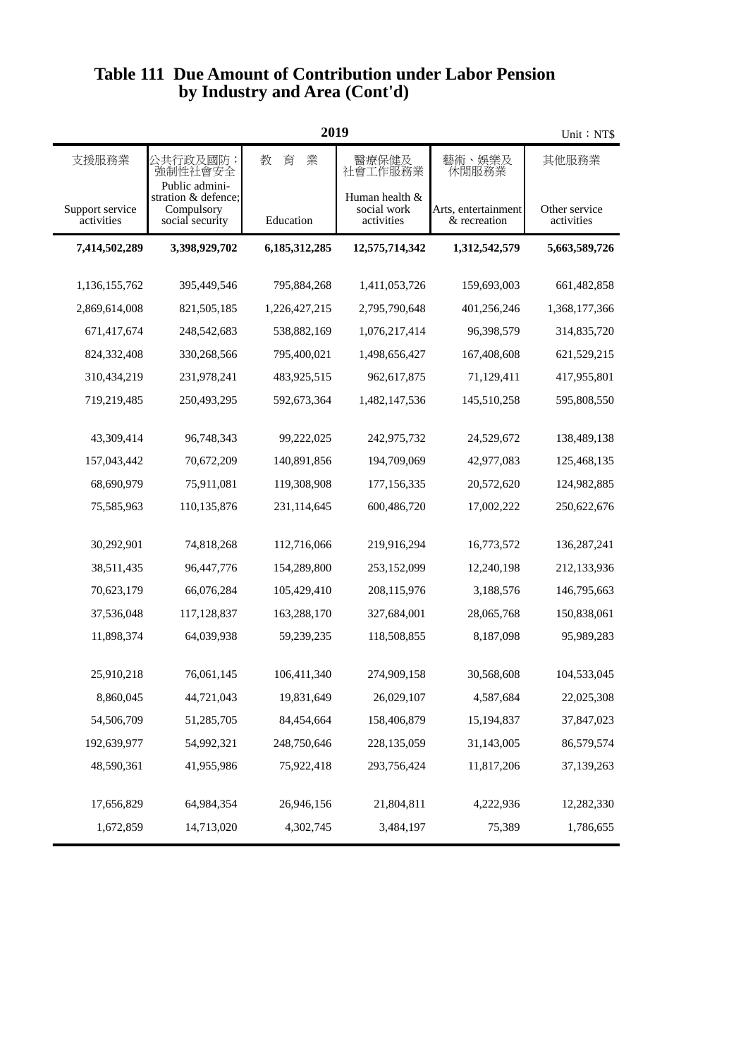# Table 111 Due Amount of Contribution under Labor Pension by Industry and Area (Cont'd)

2019

Unit：NT$

| 支援服務業 Support service activities | 公共行政及國防；強制性社會安全 Public administration & defence; Compulsory social security | 教育業 Education | 醫療保健及社會工作服務業 Human health & social work activities | 藝術、娛樂及休閒服務業 Arts, entertainment & recreation | 其他服務業 Other service activities |
|---|---|---|---|---|---|
| **7,414,502,289** | **3,398,929,702** | **6,185,312,285** | **12,575,714,342** | **1,312,542,579** | **5,663,589,726** |
| 1,136,155,762 | 395,449,546 | 795,884,268 | 1,411,053,726 | 159,693,003 | 661,482,858 |
| 2,869,614,008 | 821,505,185 | 1,226,427,215 | 2,795,790,648 | 401,256,246 | 1,368,177,366 |
| 671,417,674 | 248,542,683 | 538,882,169 | 1,076,217,414 | 96,398,579 | 314,835,720 |
| 824,332,408 | 330,268,566 | 795,400,021 | 1,498,656,427 | 167,408,608 | 621,529,215 |
| 310,434,219 | 231,978,241 | 483,925,515 | 962,617,875 | 71,129,411 | 417,955,801 |
| 719,219,485 | 250,493,295 | 592,673,364 | 1,482,147,536 | 145,510,258 | 595,808,550 |
| 43,309,414 | 96,748,343 | 99,222,025 | 242,975,732 | 24,529,672 | 138,489,138 |
| 157,043,442 | 70,672,209 | 140,891,856 | 194,709,069 | 42,977,083 | 125,468,135 |
| 68,690,979 | 75,911,081 | 119,308,908 | 177,156,335 | 20,572,620 | 124,982,885 |
| 75,585,963 | 110,135,876 | 231,114,645 | 600,486,720 | 17,002,222 | 250,622,676 |
| 30,292,901 | 74,818,268 | 112,716,066 | 219,916,294 | 16,773,572 | 136,287,241 |
| 38,511,435 | 96,447,776 | 154,289,800 | 253,152,099 | 12,240,198 | 212,133,936 |
| 70,623,179 | 66,076,284 | 105,429,410 | 208,115,976 | 3,188,576 | 146,795,663 |
| 37,536,048 | 117,128,837 | 163,288,170 | 327,684,001 | 28,065,768 | 150,838,061 |
| 11,898,374 | 64,039,938 | 59,239,235 | 118,508,855 | 8,187,098 | 95,989,283 |
| 25,910,218 | 76,061,145 | 106,411,340 | 274,909,158 | 30,568,608 | 104,533,045 |
| 8,860,045 | 44,721,043 | 19,831,649 | 26,029,107 | 4,587,684 | 22,025,308 |
| 54,506,709 | 51,285,705 | 84,454,664 | 158,406,879 | 15,194,837 | 37,847,023 |
| 192,639,977 | 54,992,321 | 248,750,646 | 228,135,059 | 31,143,005 | 86,579,574 |
| 48,590,361 | 41,955,986 | 75,922,418 | 293,756,424 | 11,817,206 | 37,139,263 |
| 17,656,829 | 64,984,354 | 26,946,156 | 21,804,811 | 4,222,936 | 12,282,330 |
| 1,672,859 | 14,713,020 | 4,302,745 | 3,484,197 | 75,389 | 1,786,655 |